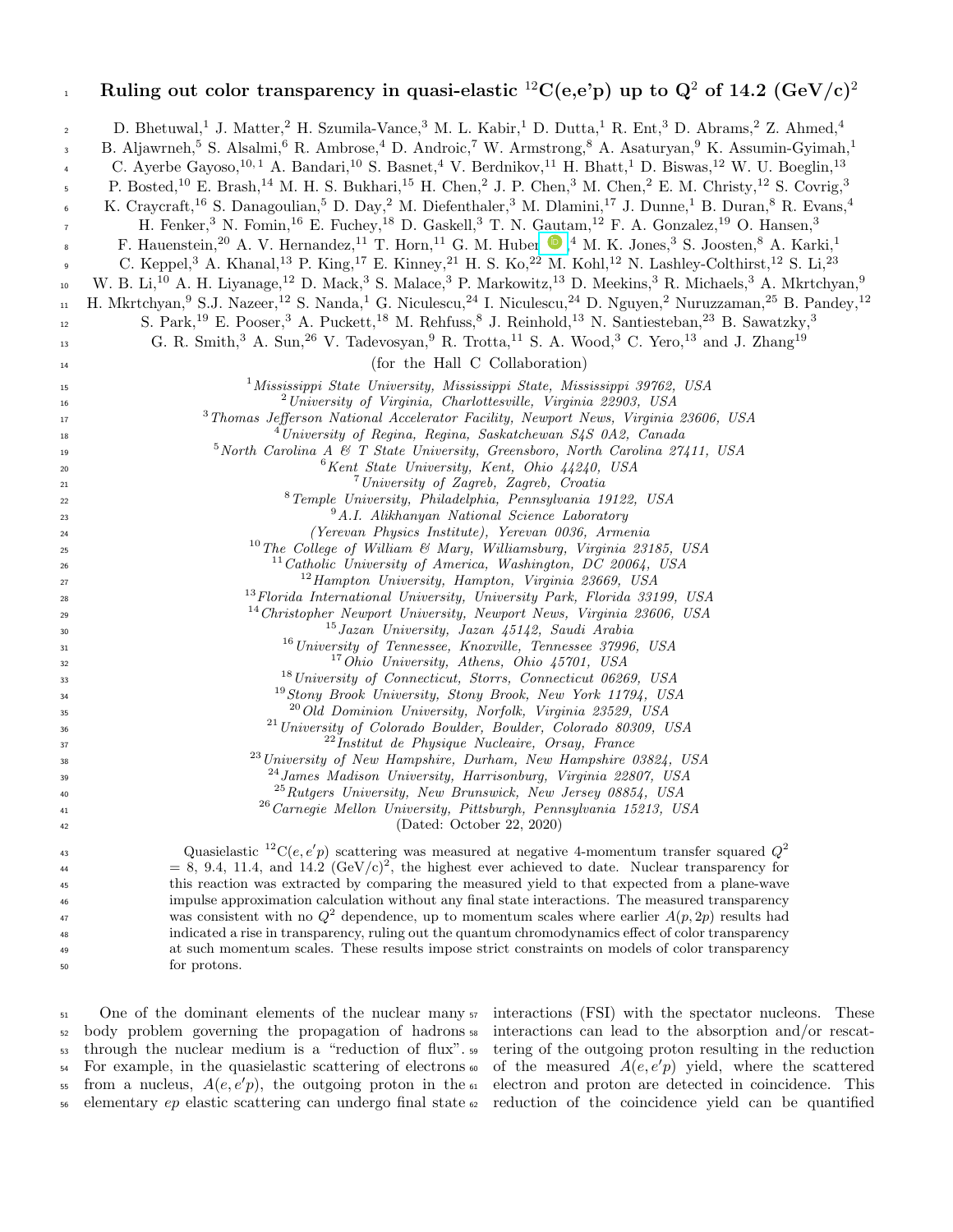# Ruling out color transparency in quasi-elastic $^{12}$C(e,e'p) up to Q$^2$ of 14.2 (GeV/c)$^2$

D. Bhetuwal,[1] J. Matter,[2] H. Szumila-Vance,[3] M. L. Kabir,[1] D. Dutta,[1] R. Ent,[3] D. Abrams,[2] Z. Ahmed,[4] B. Aljawrneh,[5] S. Alsalmi,[6] R. Ambrose,[4] D. Androic,[7] W. Armstrong,[8] A. Asaturyan,[9] K. Assumin-Gyimah,[1] C. Ayerbe Gayoso,[10,1] A. Bandari,[10] S. Basnet,[4] V. Berdnikov,[11] H. Bhatt,[1] D. Biswas,[12] W. U. Boeglin,[13] P. Bosted,[10] E. Brash,[14] M. H. S. Bukhari,[15] H. Chen,[2] J. P. Chen,[3] M. Chen,[2] E. M. Christy,[12] S. Covrig,[3] K. Craycraft,[16] S. Danagoulian,[5] D. Day,[2] M. Diefenthaler,[3] M. Dlamini,[17] J. Dunne,[1] B. Duran,[8] R. Evans,[4] H. Fenker,[3] N. Fomin,[16] E. Fuchey,[18] D. Gaskell,[3] T. N. Gautam,[12] F. A. Gonzalez,[19] O. Hansen,[3] F. Hauenstein,[20] A. V. Hernandez,[11] T. Horn,[11] G. M. Huber,[4] M. K. Jones,[3] S. Joosten,[8] A. Karki,[1] C. Keppel,[3] A. Khanal,[13] P. King,[17] E. Kinney,[21] H. S. Ko,[22] M. Kohl,[12] N. Lashley-Colthirst,[12] S. Li,[23] W. B. Li,[10] A. H. Liyanage,[12] D. Mack,[3] S. Malace,[3] P. Markowitz,[13] D. Meekins,[3] R. Michaels,[3] A. Mkrtchyan,[9] H. Mkrtchyan,[9] S.J. Nazeer,[12] S. Nanda,[1] G. Niculescu,[24] I. Niculescu,[24] D. Nguyen,[2] Nuruzzaman,[25] B. Pandey,[12] S. Park,[19] E. Pooser,[3] A. Puckett,[18] M. Rehfuss,[8] J. Reinhold,[13] N. Santiesteban,[23] B. Sawatzky,[3] G. R. Smith,[3] A. Sun,[26] V. Tadevosyan,[9] R. Trotta,[11] S. A. Wood,[3] C. Yero,[13] and J. Zhang[19]

(for the Hall C Collaboration)

[1] *Mississippi State University, Mississippi State, Mississippi 39762, USA*
[2] *University of Virginia, Charlottesville, Virginia 22903, USA*
[3] *Thomas Jefferson National Accelerator Facility, Newport News, Virginia 23606, USA*
[4] *University of Regina, Regina, Saskatchewan S4S 0A2, Canada*
[5] *North Carolina A & T State University, Greensboro, North Carolina 27411, USA*
[6] *Kent State University, Kent, Ohio 44240, USA*
[7] *University of Zagreb, Zagreb, Croatia*
[8] *Temple University, Philadelphia, Pennsylvania 19122, USA*
[9] *A.I. Alikhanyan National Science Laboratory (Yerevan Physics Institute), Yerevan 0036, Armenia*
[10] *The College of William & Mary, Williamsburg, Virginia 23185, USA*
[11] *Catholic University of America, Washington, DC 20064, USA*
[12] *Hampton University, Hampton, Virginia 23669, USA*
[13] *Florida International University, University Park, Florida 33199, USA*
[14] *Christopher Newport University, Newport News, Virginia 23606, USA*
[15] *Jazan University, Jazan 45142, Saudi Arabia*
[16] *University of Tennessee, Knoxville, Tennessee 37996, USA*
[17] *Ohio University, Athens, Ohio 45701, USA*
[18] *University of Connecticut, Storrs, Connecticut 06269, USA*
[19] *Stony Brook University, Stony Brook, New York 11794, USA*
[20] *Old Dominion University, Norfolk, Virginia 23529, USA*
[21] *University of Colorado Boulder, Boulder, Colorado 80309, USA*
[22] *Institut de Physique Nucleaire, Orsay, France*
[23] *University of New Hampshire, Durham, New Hampshire 03824, USA*
[24] *James Madison University, Harrisonburg, Virginia 22807, USA*
[25] *Rutgers University, New Brunswick, New Jersey 08854, USA*
[26] *Carnegie Mellon University, Pittsburgh, Pennsylvania 15213, USA*

(Dated: October 22, 2020)

Quasielastic $^{12}$C$(e,e'p)$ scattering was measured at negative 4-momentum transfer squared $Q^2$ = 8, 9.4, 11.4, and 14.2 (GeV/c)$^2$, the highest ever achieved to date. Nuclear transparency for this reaction was extracted by comparing the measured yield to that expected from a plane-wave impulse approximation calculation without any final state interactions. The measured transparency was consistent with no $Q^2$ dependence, up to momentum scales where earlier $A(p,2p)$ results had indicated a rise in transparency, ruling out the quantum chromodynamics effect of color transparency at such momentum scales. These results impose strict constraints on models of color transparency for protons.

One of the dominant elements of the nuclear many body problem governing the propagation of hadrons through the nuclear medium is a "reduction of flux". For example, in the quasielastic scattering of electrons from a nucleus, $A(e,e'p)$, the outgoing proton in the elementary $ep$ elastic scattering can undergo final state interactions (FSI) with the spectator nucleons. These interactions can lead to the absorption and/or rescattering of the outgoing proton resulting in the reduction of the measured $A(e,e'p)$ yield, where the scattered electron and proton are detected in coincidence. This reduction of the coincidence yield can be quantified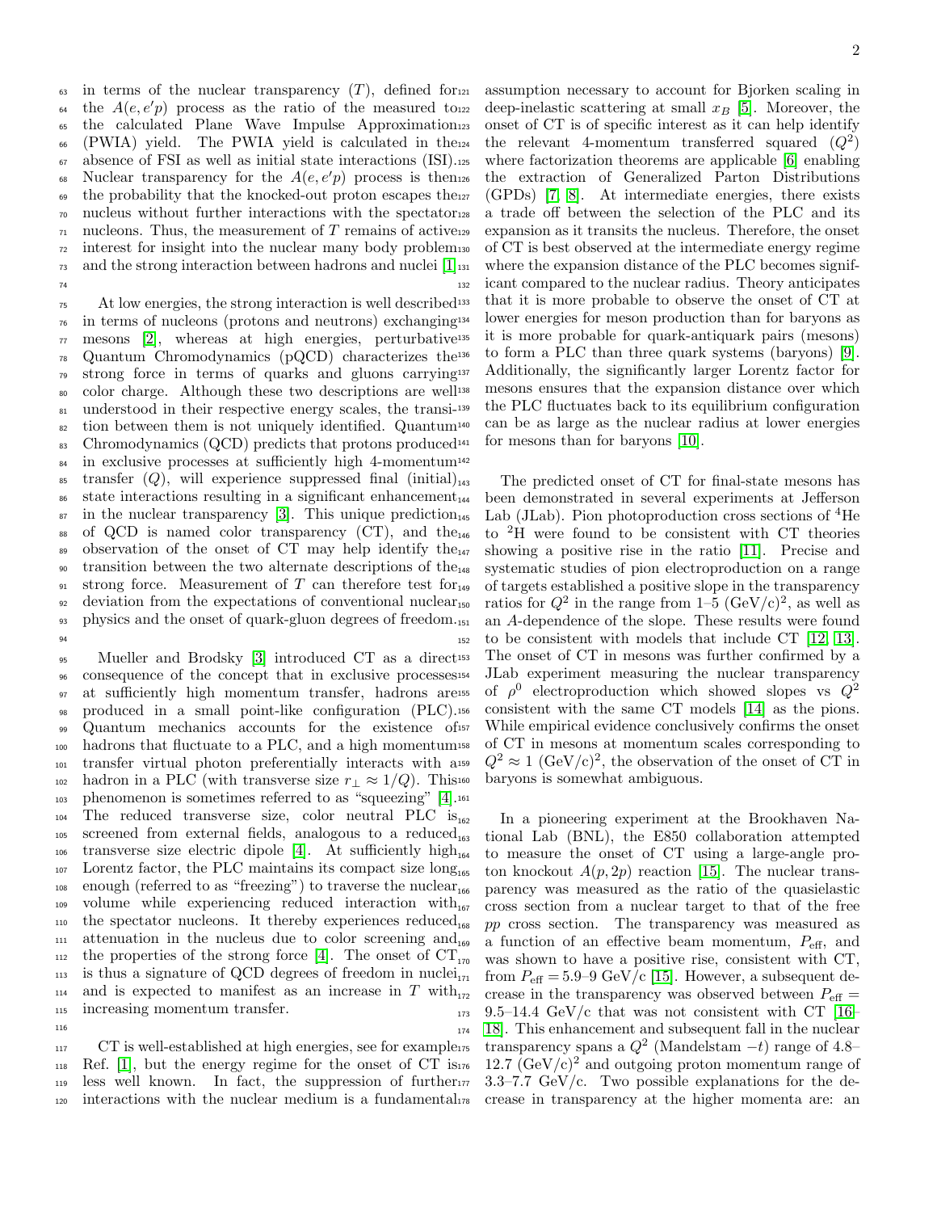in terms of the nuclear transparency ($T$), defined for the $A(e, e'p)$ process as the ratio of the measured to the calculated Plane Wave Impulse Approximation (PWIA) yield. The PWIA yield is calculated in the absence of FSI as well as initial state interactions (ISI). Nuclear transparency for the $A(e, e'p)$ process is then the probability that the knocked-out proton escapes the nucleus without further interactions with the spectator nucleons. Thus, the measurement of $T$ remains of active interest for insight into the nuclear many body problem and the strong interaction between hadrons and nuclei [1].

At low energies, the strong interaction is well described in terms of nucleons (protons and neutrons) exchanging mesons [2], whereas at high energies, perturbative Quantum Chromodynamics (pQCD) characterizes the strong force in terms of quarks and gluons carrying color charge. Although these two descriptions are well understood in their respective energy scales, the transition between them is not uniquely identified. Quantum Chromodynamics (QCD) predicts that protons produced in exclusive processes at sufficiently high 4-momentum transfer ($Q$), will experience suppressed final (initial) state interactions resulting in a significant enhancement in the nuclear transparency [3]. This unique prediction of QCD is named color transparency (CT), and the observation of the onset of CT may help identify the transition between the two alternate descriptions of the strong force. Measurement of $T$ can therefore test for deviation from the expectations of conventional nuclear physics and the onset of quark-gluon degrees of freedom.

Mueller and Brodsky [3] introduced CT as a direct consequence of the concept that in exclusive processes at sufficiently high momentum transfer, hadrons are produced in a small point-like configuration (PLC). Quantum mechanics accounts for the existence of hadrons that fluctuate to a PLC, and a high momentum transfer virtual photon preferentially interacts with a hadron in a PLC (with transverse size $r_\perp \approx 1/Q$). This phenomenon is sometimes referred to as "squeezing" [4]. The reduced transverse size, color neutral PLC is screened from external fields, analogous to a reduced transverse size electric dipole [4]. At sufficiently high Lorentz factor, the PLC maintains its compact size long enough (referred to as "freezing") to traverse the nuclear volume while experiencing reduced interaction with the spectator nucleons. It thereby experiences reduced attenuation in the nucleus due to color screening and the properties of the strong force [4]. The onset of CT is thus a signature of QCD degrees of freedom in nuclei and is expected to manifest as an increase in $T$ with increasing momentum transfer.

CT is well-established at high energies, see for example Ref. [1], but the energy regime for the onset of CT is less well known. In fact, the suppression of further interactions with the nuclear medium is a fundamental assumption necessary to account for Bjorken scaling in deep-inelastic scattering at small $x_B$ [5]. Moreover, the onset of CT is of specific interest as it can help identify the relevant 4-momentum transferred squared ($Q^2$) where factorization theorems are applicable [6] enabling the extraction of Generalized Parton Distributions (GPDs) [7, 8]. At intermediate energies, there exists a trade off between the selection of the PLC and its expansion as it transits the nucleus. Therefore, the onset of CT is best observed at the intermediate energy regime where the expansion distance of the PLC becomes significant compared to the nuclear radius. Theory anticipates that it is more probable to observe the onset of CT at lower energies for meson production than for baryons as it is more probable for quark-antiquark pairs (mesons) to form a PLC than three quark systems (baryons) [9]. Additionally, the significantly larger Lorentz factor for mesons ensures that the expansion distance over which the PLC fluctuates back to its equilibrium configuration can be as large as the nuclear radius at lower energies for mesons than for baryons [10].

The predicted onset of CT for final-state mesons has been demonstrated in several experiments at Jefferson Lab (JLab). Pion photoproduction cross sections of $^4$He to $^2$H were found to be consistent with CT theories showing a positive rise in the ratio [11]. Precise and systematic studies of pion electroproduction on a range of targets established a positive slope in the transparency ratios for $Q^2$ in the range from 1–5 (GeV/c)$^2$, as well as an $A$-dependence of the slope. These results were found to be consistent with models that include CT [12, 13]. The onset of CT in mesons was further confirmed by a JLab experiment measuring the nuclear transparency of $\rho^0$ electroproduction which showed slopes vs $Q^2$ consistent with the same CT models [14] as the pions. While empirical evidence conclusively confirms the onset of CT in mesons at momentum scales corresponding to $Q^2 \approx 1$ (GeV/c)$^2$, the observation of the onset of CT in baryons is somewhat ambiguous.

In a pioneering experiment at the Brookhaven National Lab (BNL), the E850 collaboration attempted to measure the onset of CT using a large-angle proton knockout $A(p, 2p)$ reaction [15]. The nuclear transparency was measured as the ratio of the quasielastic cross section from a nuclear target to that of the free $pp$ cross section. The transparency was measured as a function of an effective beam momentum, $P_{\text{eff}}$, and was shown to have a positive rise, consistent with CT, from $P_{\text{eff}} = 5.9$–$9$ GeV/c [15]. However, a subsequent decrease in the transparency was observed between $P_{\text{eff}} = 9.5$–$14.4$ GeV/c that was not consistent with CT [16–18]. This enhancement and subsequent fall in the nuclear transparency spans a $Q^2$ (Mandelstam $-t$) range of 4.8–12.7 (GeV/c)$^2$ and outgoing proton momentum range of 3.3–7.7 GeV/c. Two possible explanations for the decrease in transparency at the higher momenta are: an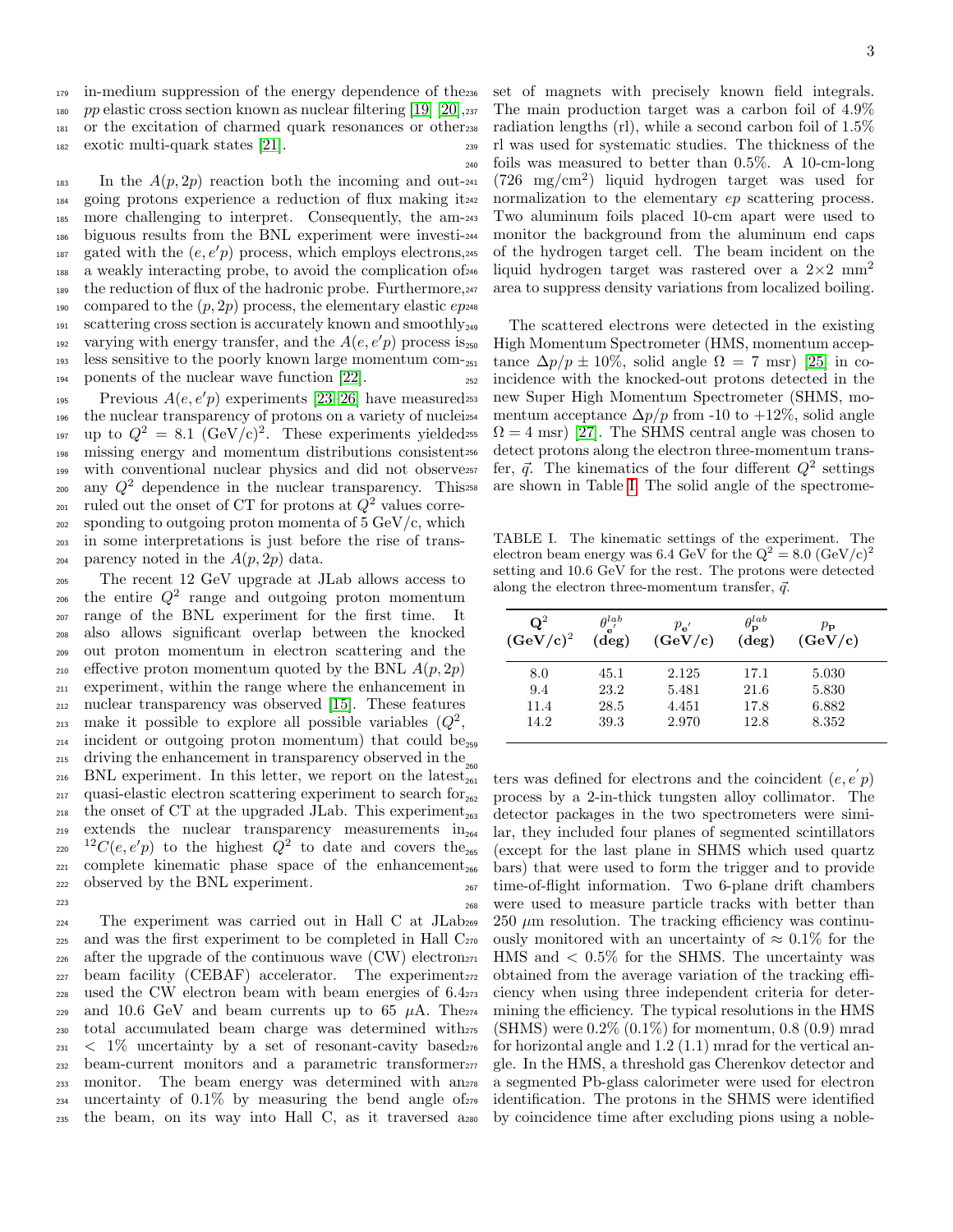in-medium suppression of the energy dependence of the $pp$ elastic cross section known as nuclear filtering [19] [20], or the excitation of charmed quark resonances or other exotic multi-quark states [21].

In the $A(p, 2p)$ reaction both the incoming and outgoing protons experience a reduction of flux making it more challenging to interpret. Consequently, the ambiguous results from the BNL experiment were investigated with the $(e, e'p)$ process, which employs electrons, a weakly interacting probe, to avoid the complication of the reduction of flux of the hadronic probe. Furthermore, compared to the $(p, 2p)$ process, the elementary elastic $ep$ scattering cross section is accurately known and smoothly varying with energy transfer, and the $A(e, e'p)$ process is less sensitive to the poorly known large momentum components of the nuclear wave function [22].

Previous $A(e, e'p)$ experiments [23–26] have measured the nuclear transparency of protons on a variety of nuclei up to $Q^2 = 8.1$ (GeV/c)$^2$. These experiments yielded missing energy and momentum distributions consistent with conventional nuclear physics and did not observe any $Q^2$ dependence in the nuclear transparency. This ruled out the onset of CT for protons at $Q^2$ values corresponding to outgoing proton momenta of 5 GeV/c, which in some interpretations is just before the rise of transparency noted in the $A(p, 2p)$ data.

The recent 12 GeV upgrade at JLab allows access to the entire $Q^2$ range and outgoing proton momentum range of the BNL experiment for the first time. It also allows significant overlap between the knocked out proton momentum in electron scattering and the effective proton momentum quoted by the BNL $A(p, 2p)$ experiment, within the range where the enhancement in nuclear transparency was observed [15]. These features make it possible to explore all possible variables ($Q^2$, incident or outgoing proton momentum) that could be driving the enhancement in transparency observed in the BNL experiment. In this letter, we report on the latest quasi-elastic electron scattering experiment to search for the onset of CT at the upgraded JLab. This experiment extends the nuclear transparency measurements in $^{12}C(e, e'p)$ to the highest $Q^2$ to date and covers the complete kinematic phase space of the enhancement observed by the BNL experiment.

The experiment was carried out in Hall C at JLab and was the first experiment to be completed in Hall C after the upgrade of the continuous wave (CW) electron beam facility (CEBAF) accelerator. The experiment used the CW electron beam with beam energies of 6.4 and 10.6 GeV and beam currents up to 65 $\mu$A. The total accumulated beam charge was determined with $< 1\%$ uncertainty by a set of resonant-cavity based beam-current monitors and a parametric transformer monitor. The beam energy was determined with an uncertainty of 0.1% by measuring the bend angle of the beam, on its way into Hall C, as it traversed a set of magnets with precisely known field integrals. The main production target was a carbon foil of 4.9% radiation lengths (rl), while a second carbon foil of 1.5% rl was used for systematic studies. The thickness of the foils was measured to better than 0.5%. A 10-cm-long (726 mg/cm$^2$) liquid hydrogen target was used for normalization to the elementary $ep$ scattering process. Two aluminum foils placed 10-cm apart were used to monitor the background from the aluminum end caps of the hydrogen target cell. The beam incident on the liquid hydrogen target was rastered over a 2×2 mm$^2$ area to suppress density variations from localized boiling.

The scattered electrons were detected in the existing High Momentum Spectrometer (HMS, momentum acceptance $\Delta p/p \pm 10\%$, solid angle $\Omega = 7$ msr) [25] in coincidence with the knocked-out protons detected in the new Super High Momentum Spectrometer (SHMS, momentum acceptance $\Delta p/p$ from -10 to +12%, solid angle $\Omega = 4$ msr) [27]. The SHMS central angle was chosen to detect protons along the electron three-momentum transfer, $\vec{q}$. The kinematics of the four different $Q^2$ settings are shown in Table I. The solid angle of the spectrometers was defined for electrons and the coincident $(e, e'p)$ process by a 2-in-thick tungsten alloy collimator. The detector packages in the two spectrometers were similar, they included four planes of segmented scintillators (except for the last plane in SHMS which used quartz bars) that were used to form the trigger and to provide time-of-flight information. Two 6-plane drift chambers were used to measure particle tracks with better than 250 $\mu$m resolution. The tracking efficiency was continuously monitored with an uncertainty of $\approx 0.1\%$ for the HMS and $< 0.5\%$ for the SHMS. The uncertainty was obtained from the average variation of the tracking efficiency when using three independent criteria for determining the efficiency. The typical resolutions in the HMS (SHMS) were 0.2% (0.1%) for momentum, 0.8 (0.9) mrad for horizontal angle and 1.2 (1.1) mrad for the vertical angle. In the HMS, a threshold gas Cherenkov detector and a segmented Pb-glass calorimeter were used for electron identification. The protons in the SHMS were identified by coincidence time after excluding pions using a noble-

TABLE I. The kinematic settings of the experiment. The electron beam energy was 6.4 GeV for the $Q^2 = 8.0$ (GeV/c)$^2$ setting and 10.6 GeV for the rest. The protons were detected along the electron three-momentum transfer, $\vec{q}$.

| $\mathbf{Q^2}$ $\mathbf{(GeV/c)^2}$ | $\theta^{lab}_{\mathbf{e'}}$ (deg) | $p_{\mathbf{e'}}$ (GeV/c) | $\theta^{lab}_{\mathbf{p}}$ (deg) | $p_{\mathbf{p}}$ (GeV/c) |
|---|---|---|---|---|
| 8.0 | 45.1 | 2.125 | 17.1 | 5.030 |
| 9.4 | 23.2 | 5.481 | 21.6 | 5.830 |
| 11.4 | 28.5 | 4.451 | 17.8 | 6.882 |
| 14.2 | 39.3 | 2.970 | 12.8 | 8.352 |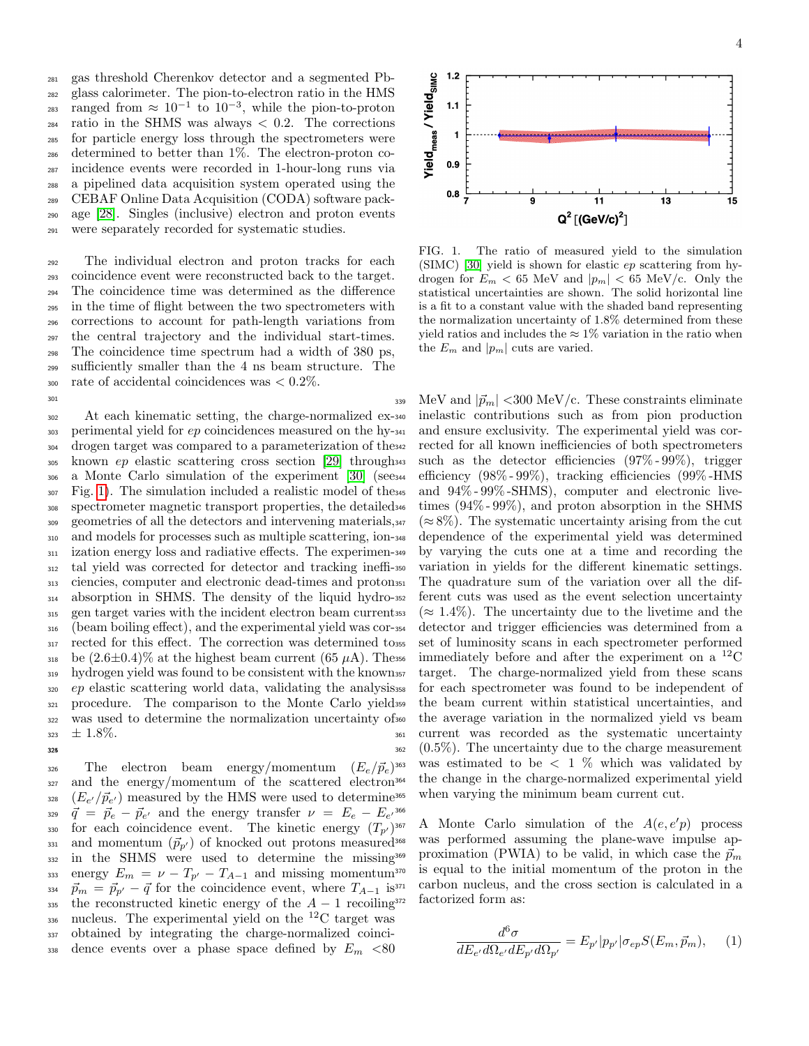gas threshold Cherenkov detector and a segmented Pb-glass calorimeter. The pion-to-electron ratio in the HMS ranged from $\approx 10^{-1}$ to $10^{-3}$, while the pion-to-proton ratio in the SHMS was always $< 0.2$. The corrections for particle energy loss through the spectrometers were determined to better than 1%. The electron-proton coincidence events were recorded in 1-hour-long runs via a pipelined data acquisition system operated using the CEBAF Online Data Acquisition (CODA) software package [28]. Singles (inclusive) electron and proton events were separately recorded for systematic studies.

The individual electron and proton tracks for each coincidence event were reconstructed back to the target. The coincidence time was determined as the difference in the time of flight between the two spectrometers with corrections to account for path-length variations from the central trajectory and the individual start-times. The coincidence time spectrum had a width of 380 ps, sufficiently smaller than the 4 ns beam structure. The rate of accidental coincidences was $< 0.2$%.

At each kinematic setting, the charge-normalized experimental yield for $ep$ coincidences measured on the hydrogen target was compared to a parameterization of the known $ep$ elastic scattering cross section [29] through a Monte Carlo simulation of the experiment [30] (see Fig. 1). The simulation included a realistic model of the spectrometer magnetic transport properties, the detailed geometries of all the detectors and intervening materials, and models for processes such as multiple scattering, ionization energy loss and radiative effects. The experimental yield was corrected for detector and tracking inefficiencies, computer and electronic dead-times and proton absorption in SHMS. The density of the liquid hydrogen target varies with the incident electron beam current (beam boiling effect), and the experimental yield was corrected for this effect. The correction was determined to be $(2.6 \pm 0.4)$% at the highest beam current (65 $\mu$A). The hydrogen yield was found to be consistent with the known $ep$ elastic scattering world data, validating the analysis procedure. The comparison to the Monte Carlo yield was used to determine the normalization uncertainty of $\pm$ 1.8%.

FIG. 1. The ratio of measured yield to the simulation (SIMC) [30] yield is shown for elastic $ep$ scattering from hydrogen for $E_m < 65$ MeV and $|p_m| < 65$ MeV/c. Only the statistical uncertainties are shown. The solid horizontal line is a fit to a constant value with the shaded band representing the normalization uncertainty of 1.8% determined from these yield ratios and includes the $\approx 1$% variation in the ratio when the $E_m$ and $|p_m|$ cuts are varied.

The electron beam energy/momentum $(E_e/\vec{p}_e)$ and the energy/momentum of the scattered electron $(E_{e'}/\vec{p}_{e'})$ measured by the HMS were used to determine $\vec{q} = \vec{p}_e - \vec{p}_{e'}$ and the energy transfer $\nu = E_e - E_{e'}$ for each coincidence event. The kinetic energy $(T_{p'})$ and momentum $(\vec{p}_{p'})$ of knocked out protons measured in the SHMS were used to determine the missing energy $E_m = \nu - T_{p'} - T_{A-1}$ and missing momentum $\vec{p}_m = \vec{p}_{p'} - \vec{q}$ for the coincidence event, where $T_{A-1}$ is the reconstructed kinetic energy of the $A-1$ recoiling nucleus. The experimental yield on the $^{12}$C target was obtained by integrating the charge-normalized coincidence events over a phase space defined by $E_m < 80$ MeV and $|\vec{p}_m| < 300$ MeV/c. These constraints eliminate inelastic contributions such as from pion production and ensure exclusivity. The experimental yield was corrected for all known inefficiencies of both spectrometers such as the detector efficiencies (97% - 99%), trigger efficiency (98% - 99%), tracking efficiencies (99%-HMS and 94% - 99%-SHMS), computer and electronic live-times (94% - 99%), and proton absorption in the SHMS ($\approx 8$%). The systematic uncertainty arising from the cut dependence of the experimental yield was determined by varying the cuts one at a time and recording the variation in yields for the different kinematic settings. The quadrature sum of the variation over all the different cuts was used as the event selection uncertainty ($\approx 1.4$%). The uncertainty due to the livetime and the detector and trigger efficiencies was determined from a set of luminosity scans in each spectrometer performed immediately before and after the experiment on a $^{12}$C target. The charge-normalized yield from these scans for each spectrometer was found to be independent of the beam current within statistical uncertainties, and the average variation in the normalized yield vs beam current was recorded as the systematic uncertainty (0.5%). The uncertainty due to the charge measurement was estimated to be $< 1$ % which was validated by the change in the charge-normalized experimental yield when varying the minimum beam current cut.

A Monte Carlo simulation of the $A(e, e'p)$ process was performed assuming the plane-wave impulse approximation (PWIA) to be valid, in which case the $\vec{p}_m$ is equal to the initial momentum of the proton in the carbon nucleus, and the cross section is calculated in a factorized form as:

$$\frac{d^6\sigma}{dE_{e'} d\Omega_{e'} dE_{p'} d\Omega_{p'}} = E_{p'} |p_{p'}| \sigma_{ep} S(E_m, \vec{p}_m), \quad (1)$$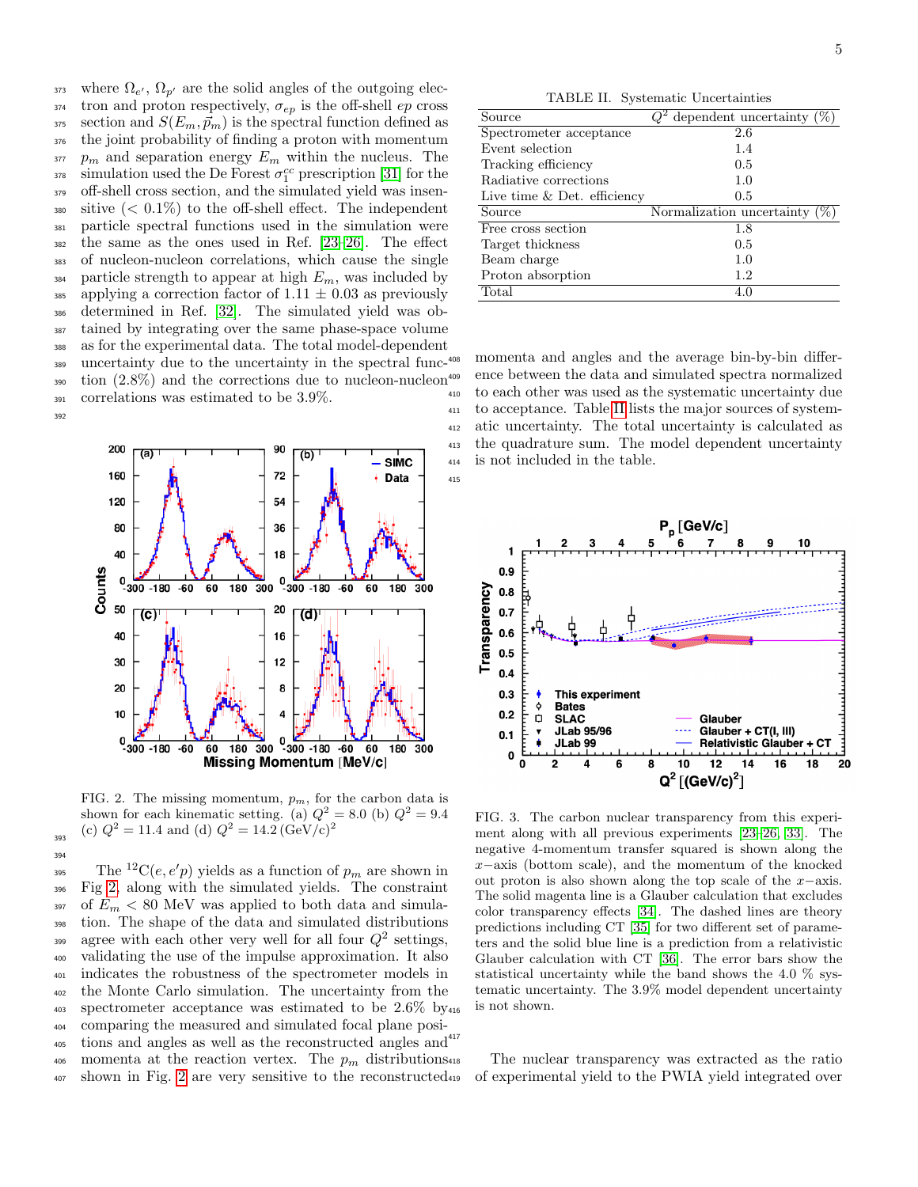where $\Omega_{e'}$, $\Omega_{p'}$ are the solid angles of the outgoing electron and proton respectively, $\sigma_{ep}$ is the off-shell $ep$ cross section and $S(E_m, \vec{p}_m)$ is the spectral function defined as the joint probability of finding a proton with momentum $p_m$ and separation energy $E_m$ within the nucleus. The simulation used the De Forest $\sigma_1^{cc}$ prescription [31] for the off-shell cross section, and the simulated yield was insensitive ($< 0.1\%$) to the off-shell effect. The independent particle spectral functions used in the simulation were the same as the ones used in Ref. [23–26]. The effect of nucleon-nucleon correlations, which cause the single particle strength to appear at high $E_m$, was included by applying a correction factor of $1.11 \pm 0.03$ as previously determined in Ref. [32]. The simulated yield was obtained by integrating over the same phase-space volume as for the experimental data. The total model-dependent uncertainty due to the uncertainty in the spectral function (2.8%) and the corrections due to nucleon-nucleon correlations was estimated to be 3.9%.

FIG. 2. The missing momentum, $p_m$, for the carbon data is shown for each kinematic setting. (a) $Q^2 = 8.0$ (b) $Q^2 = 9.4$ (c) $Q^2 = 11.4$ and (d) $Q^2 = 14.2$ (GeV/c)$^2$

The $^{12}$C$(e, e'p)$ yields as a function of $p_m$ are shown in Fig 2, along with the simulated yields. The constraint of $E_m < 80$ MeV was applied to both data and simulation. The shape of the data and simulated distributions agree with each other very well for all four $Q^2$ settings, validating the use of the impulse approximation. It also indicates the robustness of the spectrometer models in the Monte Carlo simulation. The uncertainty from the spectrometer acceptance was estimated to be 2.6% by comparing the measured and simulated focal plane positions and angles as well as the reconstructed angles and momenta at the reaction vertex. The $p_m$ distributions shown in Fig. 2 are very sensitive to the reconstructed momenta and angles and the average bin-by-bin difference between the data and simulated spectra normalized to each other was used as the systematic uncertainty due to acceptance. Table II lists the major sources of systematic uncertainty. The total uncertainty is calculated as the quadrature sum. The model dependent uncertainty is not included in the table.

TABLE II. Systematic Uncertainties

| Source | $Q^2$ dependent uncertainty (%) |
|---|---|
| Spectrometer acceptance | 2.6 |
| Event selection | 1.4 |
| Tracking efficiency | 0.5 |
| Radiative corrections | 1.0 |
| Live time & Det. efficiency | 0.5 |
| **Source** | **Normalization uncertainty (%)** |
| Free cross section | 1.8 |
| Target thickness | 0.5 |
| Beam charge | 1.0 |
| Proton absorption | 1.2 |
| Total | 4.0 |

FIG. 3. The carbon nuclear transparency from this experiment along with all previous experiments [23–26, 33]. The negative 4-momentum transfer squared is shown along the $x$−axis (bottom scale), and the momentum of the knocked out proton is also shown along the top scale of the $x$−axis. The solid magenta line is a Glauber calculation that excludes color transparency effects [34]. The dashed lines are theory predictions including CT [35] for two different set of parameters and the solid blue line is a prediction from a relativistic Glauber calculation with CT [36]. The error bars show the statistical uncertainty while the band shows the 4.0 % systematic uncertainty. The 3.9% model dependent uncertainty is not shown.

The nuclear transparency was extracted as the ratio of experimental yield to the PWIA yield integrated over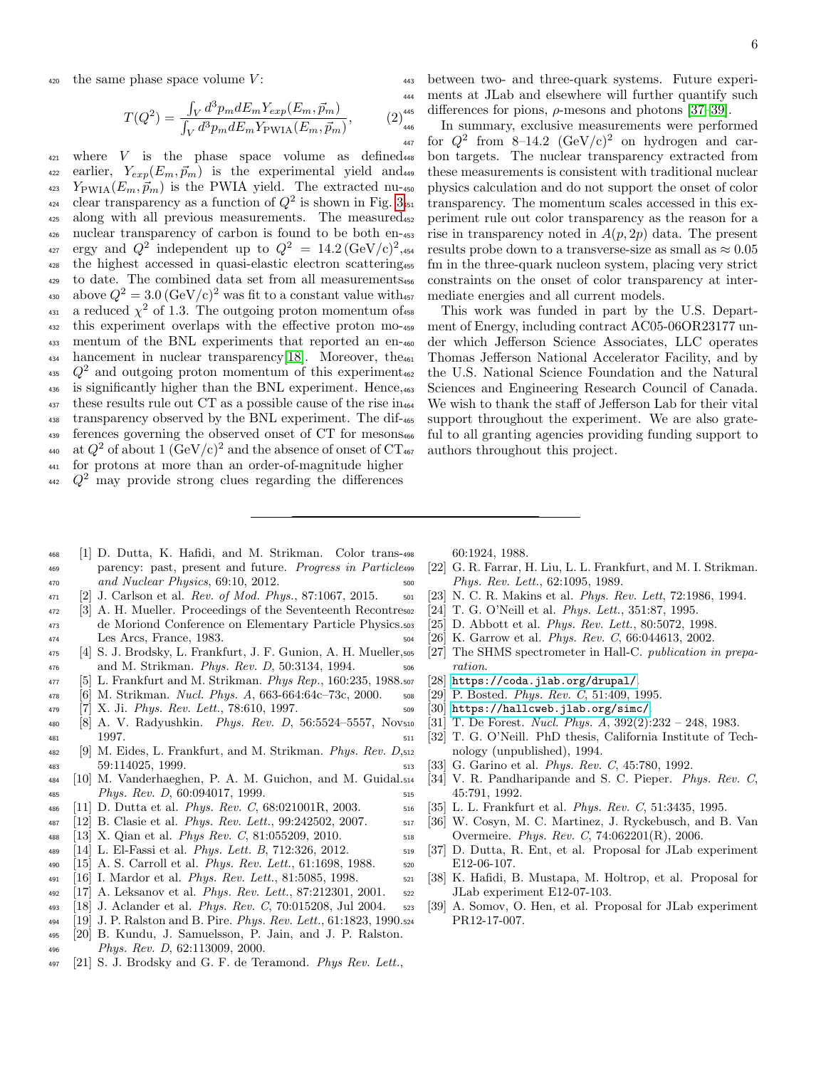the same phase space volume $V$:

$$T(Q^2) = \frac{\int_V d^3p_m dE_m Y_{exp}(E_m, \vec{p}_m)}{\int_V d^3p_m dE_m Y_{\text{PWIA}}(E_m, \vec{p}_m)}, \qquad (2)$$

where $V$ is the phase space volume as defined earlier, $Y_{exp}(E_m, \vec{p}_m)$ is the experimental yield and $Y_{\text{PWIA}}(E_m, \vec{p}_m)$ is the PWIA yield. The extracted nuclear transparency as a function of $Q^2$ is shown in Fig. 3 along with all previous measurements. The measured nuclear transparency of carbon is found to be both energy and $Q^2$ independent up to $Q^2 = 14.2\,(\text{GeV/c})^2$, the highest accessed in quasi-elastic electron scattering to date. The combined data set from all measurements above $Q^2 = 3.0\,(\text{GeV/c})^2$ was fit to a constant value with a reduced $\chi^2$ of 1.3. The outgoing proton momentum of this experiment overlaps with the effective proton momentum of the BNL experiments that reported an enhancement in nuclear transparency[18]. Moreover, the $Q^2$ and outgoing proton momentum of this experiment is significantly higher than the BNL experiment. Hence, these results rule out CT as a possible cause of the rise in transparency observed by the BNL experiment. The differences governing the observed onset of CT for mesons at $Q^2$ of about 1 $(\text{GeV/c})^2$ and the absence of onset of CT for protons at more than an order-of-magnitude higher $Q^2$ may provide strong clues regarding the differences between two- and three-quark systems. Future experiments at JLab and elsewhere will further quantify such differences for pions, $\rho$-mesons and photons [37–39].

In summary, exclusive measurements were performed for $Q^2$ from 8–14.2 $(\text{GeV/c})^2$ on hydrogen and carbon targets. The nuclear transparency extracted from these measurements is consistent with traditional nuclear physics calculation and do not support the onset of color transparency. The momentum scales accessed in this experiment rule out color transparency as the reason for a rise in transparency noted in $A(p, 2p)$ data. The present results probe down to a transverse-size as small as $\approx 0.05$ fm in the three-quark nucleon system, placing very strict constraints on the onset of color transparency at intermediate energies and all current models.

This work was funded in part by the U.S. Department of Energy, including contract AC05-06OR23177 under which Jefferson Science Associates, LLC operates Thomas Jefferson National Accelerator Facility, and by the U.S. National Science Foundation and the Natural Sciences and Engineering Research Council of Canada. We wish to thank the staff of Jefferson Lab for their vital support throughout the experiment. We are also grateful to all granting agencies providing funding support to authors throughout this project.

---

[1] D. Dutta, K. Hafidi, and M. Strikman. Color transparency: past, present and future. *Progress in Particle and Nuclear Physics*, 69:10, 2012.
[2] J. Carlson et al. *Rev. of Mod. Phys.*, 87:1067, 2015.
[3] A. H. Mueller. Proceedings of the Seventeenth Recontre de Moriond Conference on Elementary Particle Physics. Les Arcs, France, 1983.
[4] S. J. Brodsky, L. Frankfurt, J. F. Gunion, A. H. Mueller, and M. Strikman. *Phys. Rev. D*, 50:3134, 1994.
[5] L. Frankfurt and M. Strikman. *Phys Rep.*, 160:235, 1988.
[6] M. Strikman. *Nucl. Phys. A*, 663-664:64c–73c, 2000.
[7] X. Ji. *Phys. Rev. Lett.*, 78:610, 1997.
[8] A. V. Radyushkin. *Phys. Rev. D*, 56:5524–5557, Nov 1997.
[9] M. Eides, L. Frankfurt, and M. Strikman. *Phys. Rev. D*, 59:114025, 1999.
[10] M. Vanderhaeghen, P. A. M. Guichon, and M. Guidal. *Phys. Rev. D*, 60:094017, 1999.
[11] D. Dutta et al. *Phys. Rev. C*, 68:021001R, 2003.
[12] B. Clasie et al. *Phys. Rev. Lett.*, 99:242502, 2007.
[13] X. Qian et al. *Phys Rev. C*, 81:055209, 2010.
[14] L. El-Fassi et al. *Phys. Lett. B*, 712:326, 2012.
[15] A. S. Carroll et al. *Phys. Rev. Lett.*, 61:1698, 1988.
[16] I. Mardor et al. *Phys. Rev. Lett.*, 81:5085, 1998.
[17] A. Leksanov et al. *Phys. Rev. Lett.*, 87:212301, 2001.
[18] J. Aclander et al. *Phys. Rev. C*, 70:015208, Jul 2004.
[19] J. P. Ralston and B. Pire. *Phys. Rev. Lett.*, 61:1823, 1990.
[20] B. Kundu, J. Samuelsson, P. Jain, and J. P. Ralston. *Phys. Rev. D*, 62:113009, 2000.
[21] S. J. Brodsky and G. F. de Teramond. *Phys Rev. Lett.*, 60:1924, 1988.
[22] G. R. Farrar, H. Liu, L. L. Frankfurt, and M. I. Strikman. *Phys. Rev. Lett.*, 62:1095, 1989.
[23] N. C. R. Makins et al. *Phys. Rev. Lett*, 72:1986, 1994.
[24] T. G. O'Neill et al. *Phys. Lett.*, 351:87, 1995.
[25] D. Abbott et al. *Phys. Rev. Lett.*, 80:5072, 1998.
[26] K. Garrow et al. *Phys. Rev. C*, 66:044613, 2002.
[27] The SHMS spectrometer in Hall-C. *publication in preparation.*
[28] https://coda.jlab.org/drupal/.
[29] P. Bosted. *Phys. Rev. C*, 51:409, 1995.
[30] https://hallcweb.jlab.org/simc/.
[31] T. De Forest. *Nucl. Phys. A*, 392(2):232 – 248, 1983.
[32] T. G. O'Neill. PhD thesis, California Institute of Technology (unpublished), 1994.
[33] G. Garino et al. *Phys. Rev. C*, 45:780, 1992.
[34] V. R. Pandharipande and S. C. Pieper. *Phys. Rev. C*, 45:791, 1992.
[35] L. L. Frankfurt et al. *Phys. Rev. C*, 51:3435, 1995.
[36] W. Cosyn, M. C. Martinez, J. Ryckebusch, and B. Van Overmeire. *Phys. Rev. C*, 74:062201(R), 2006.
[37] D. Dutta, R. Ent, et al. Proposal for JLab experiment E12-06-107.
[38] K. Hafidi, B. Mustapa, M. Holtrop, et al. Proposal for JLab experiment E12-07-103.
[39] A. Somov, O. Hen, et al. Proposal for JLab experiment PR12-17-007.